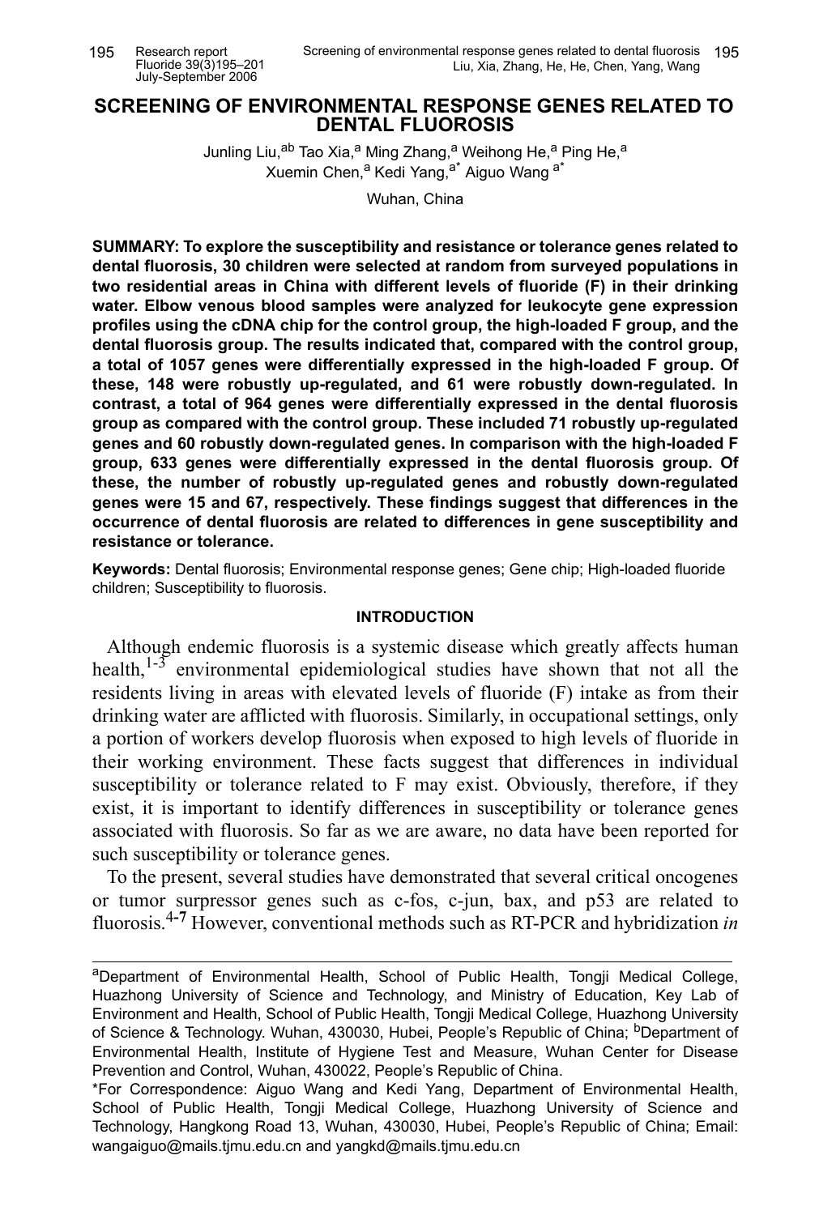# SCREENING OF ENVIRONMENTAL RESPONSE GENES RELATED TO DENTAL FLUOROSIS

Junling Liu,[ab] Tao Xia,[a] Ming Zhang,[a] Weihong He,[a] Ping He,[a] Xuemin Chen,[a] Kedi Yang,[a*] Aiguo Wang [a*]

Wuhan, China

**SUMMARY: To explore the susceptibility and resistance or tolerance genes related to dental fluorosis, 30 children were selected at random from surveyed populations in two residential areas in China with different levels of fluoride (F) in their drinking water. Elbow venous blood samples were analyzed for leukocyte gene expression profiles using the cDNA chip for the control group, the high-loaded F group, and the dental fluorosis group. The results indicated that, compared with the control group, a total of 1057 genes were differentially expressed in the high-loaded F group. Of these, 148 were robustly up-regulated, and 61 were robustly down-regulated. In contrast, a total of 964 genes were differentially expressed in the dental fluorosis group as compared with the control group. These included 71 robustly up-regulated genes and 60 robustly down-regulated genes. In comparison with the high-loaded F group, 633 genes were differentially expressed in the dental fluorosis group. Of these, the number of robustly up-regulated genes and robustly down-regulated genes were 15 and 67, respectively. These findings suggest that differences in the occurrence of dental fluorosis are related to differences in gene susceptibility and resistance or tolerance.**

**Keywords:** Dental fluorosis; Environmental response genes; Gene chip; High-loaded fluoride children; Susceptibility to fluorosis.

## INTRODUCTION

Although endemic fluorosis is a systemic disease which greatly affects human health,[1-3] environmental epidemiological studies have shown that not all the residents living in areas with elevated levels of fluoride (F) intake as from their drinking water are afflicted with fluorosis. Similarly, in occupational settings, only a portion of workers develop fluorosis when exposed to high levels of fluoride in their working environment. These facts suggest that differences in individual susceptibility or tolerance related to F may exist. Obviously, therefore, if they exist, it is important to identify differences in susceptibility or tolerance genes associated with fluorosis. So far as we are aware, no data have been reported for such susceptibility or tolerance genes.

To the present, several studies have demonstrated that several critical oncogenes or tumor suppressor genes such as c-fos, c-jun, bax, and p53 are related to fluorosis.[4-7] However, conventional methods such as RT-PCR and hybridization *in*

---

[a]Department of Environmental Health, School of Public Health, Tongji Medical College, Huazhong University of Science and Technology, and Ministry of Education, Key Lab of Environment and Health, School of Public Health, Tongji Medical College, Huazhong University of Science & Technology. Wuhan, 430030, Hubei, People's Republic of China; [b]Department of Environmental Health, Institute of Hygiene Test and Measure, Wuhan Center for Disease Prevention and Control, Wuhan, 430022, People's Republic of China.

*For Correspondence: Aiguo Wang and Kedi Yang, Department of Environmental Health, School of Public Health, Tongji Medical College, Huazhong University of Science and Technology, Hangkong Road 13, Wuhan, 430030, Hubei, People's Republic of China; Email: wangaiguo@mails.tjmu.edu.cn and yangkd@mails.tjmu.edu.cn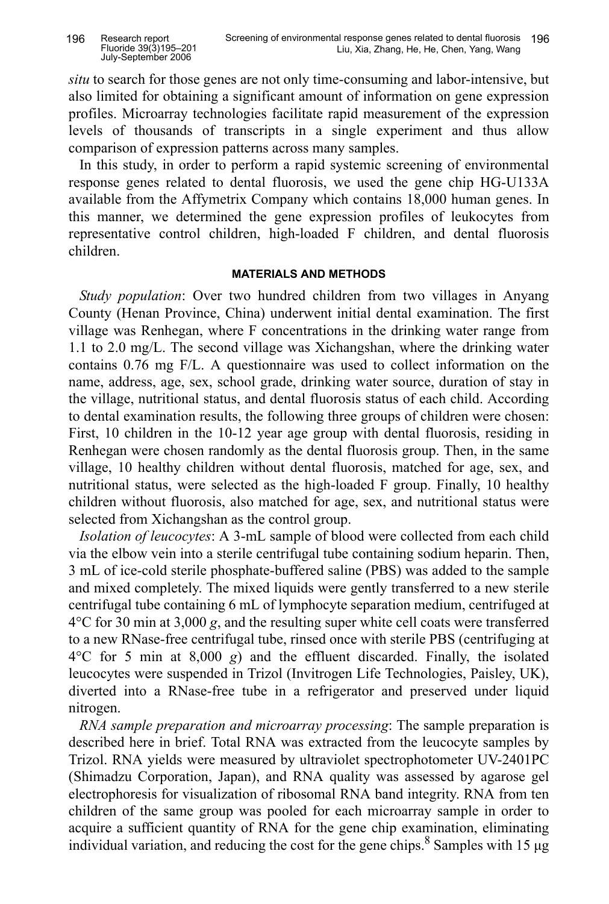*situ* to search for those genes are not only time-consuming and labor-intensive, but also limited for obtaining a significant amount of information on gene expression profiles. Microarray technologies facilitate rapid measurement of the expression levels of thousands of transcripts in a single experiment and thus allow comparison of expression patterns across many samples.

In this study, in order to perform a rapid systemic screening of environmental response genes related to dental fluorosis, we used the gene chip HG-U133A available from the Affymetrix Company which contains 18,000 human genes. In this manner, we determined the gene expression profiles of leukocytes from representative control children, high-loaded F children, and dental fluorosis children.

## MATERIALS AND METHODS

*Study population*: Over two hundred children from two villages in Anyang County (Henan Province, China) underwent initial dental examination. The first village was Renhegan, where F concentrations in the drinking water range from 1.1 to 2.0 mg/L. The second village was Xichangshan, where the drinking water contains 0.76 mg F/L. A questionnaire was used to collect information on the name, address, age, sex, school grade, drinking water source, duration of stay in the village, nutritional status, and dental fluorosis status of each child. According to dental examination results, the following three groups of children were chosen: First, 10 children in the 10-12 year age group with dental fluorosis, residing in Renhegan were chosen randomly as the dental fluorosis group. Then, in the same village, 10 healthy children without dental fluorosis, matched for age, sex, and nutritional status, were selected as the high-loaded F group. Finally, 10 healthy children without fluorosis, also matched for age, sex, and nutritional status were selected from Xichangshan as the control group.

*Isolation of leucocytes*: A 3-mL sample of blood were collected from each child via the elbow vein into a sterile centrifugal tube containing sodium heparin. Then, 3 mL of ice-cold sterile phosphate-buffered saline (PBS) was added to the sample and mixed completely. The mixed liquids were gently transferred to a new sterile centrifugal tube containing 6 mL of lymphocyte separation medium, centrifuged at 4°C for 30 min at 3,000 *g*, and the resulting super white cell coats were transferred to a new RNase-free centrifugal tube, rinsed once with sterile PBS (centrifuging at 4°C for 5 min at 8,000 *g*) and the effluent discarded. Finally, the isolated leucocytes were suspended in Trizol (Invitrogen Life Technologies, Paisley, UK), diverted into a RNase-free tube in a refrigerator and preserved under liquid nitrogen.

*RNA sample preparation and microarray processing*: The sample preparation is described here in brief. Total RNA was extracted from the leucocyte samples by Trizol. RNA yields were measured by ultraviolet spectrophotometer UV-2401PC (Shimadzu Corporation, Japan), and RNA quality was assessed by agarose gel electrophoresis for visualization of ribosomal RNA band integrity. RNA from ten children of the same group was pooled for each microarray sample in order to acquire a sufficient quantity of RNA for the gene chip examination, eliminating individual variation, and reducing the cost for the gene chips.[8] Samples with 15 μg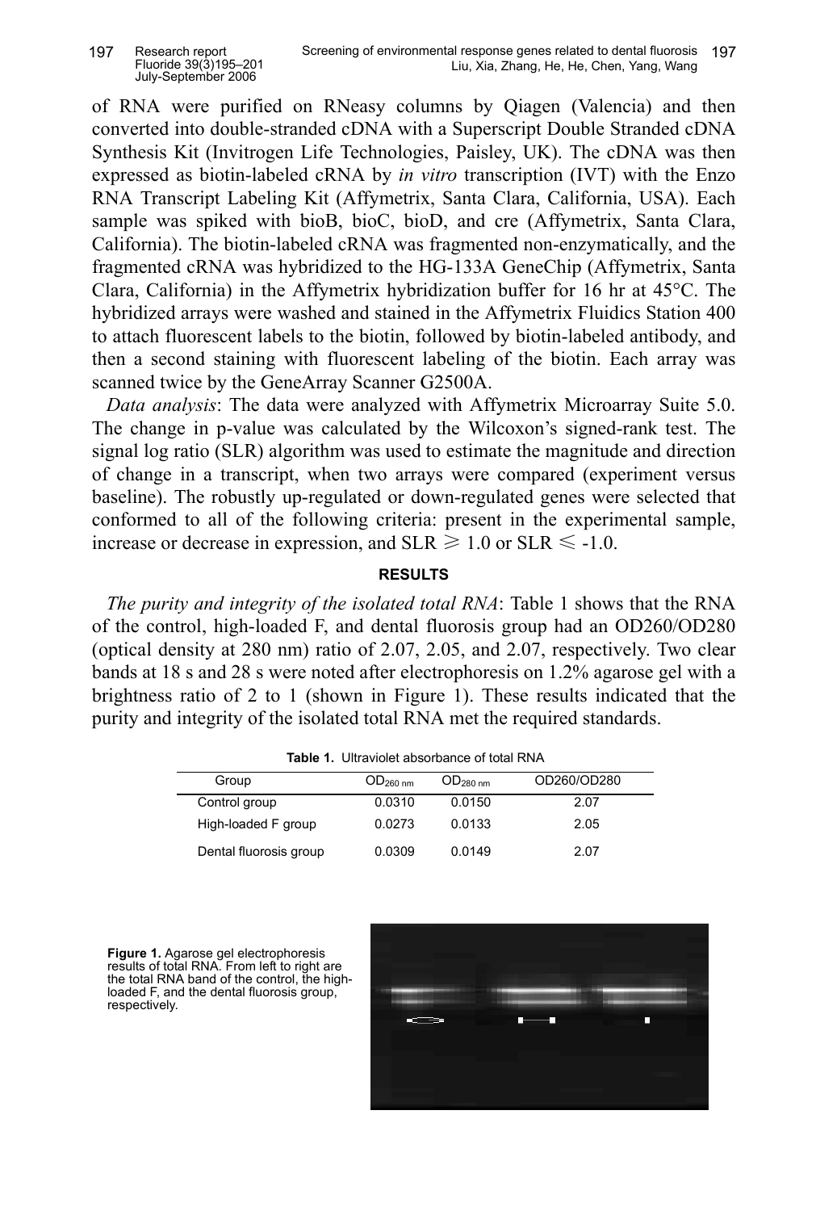of RNA were purified on RNeasy columns by Qiagen (Valencia) and then converted into double-stranded cDNA with a Superscript Double Stranded cDNA Synthesis Kit (Invitrogen Life Technologies, Paisley, UK). The cDNA was then expressed as biotin-labeled cRNA by *in vitro* transcription (IVT) with the Enzo RNA Transcript Labeling Kit (Affymetrix, Santa Clara, California, USA). Each sample was spiked with bioB, bioC, bioD, and cre (Affymetrix, Santa Clara, California). The biotin-labeled cRNA was fragmented non-enzymatically, and the fragmented cRNA was hybridized to the HG-133A GeneChip (Affymetrix, Santa Clara, California) in the Affymetrix hybridization buffer for 16 hr at 45°C. The hybridized arrays were washed and stained in the Affymetrix Fluidics Station 400 to attach fluorescent labels to the biotin, followed by biotin-labeled antibody, and then a second staining with fluorescent labeling of the biotin. Each array was scanned twice by the GeneArray Scanner G2500A.

*Data analysis*: The data were analyzed with Affymetrix Microarray Suite 5.0. The change in p-value was calculated by the Wilcoxon's signed-rank test. The signal log ratio (SLR) algorithm was used to estimate the magnitude and direction of change in a transcript, when two arrays were compared (experiment versus baseline). The robustly up-regulated or down-regulated genes were selected that conformed to all of the following criteria: present in the experimental sample, increase or decrease in expression, and SLR $\geqslant$ 1.0 or SLR $\leqslant$ -1.0.

## RESULTS

*The purity and integrity of the isolated total RNA*: Table 1 shows that the RNA of the control, high-loaded F, and dental fluorosis group had an OD260/OD280 (optical density at 280 nm) ratio of 2.07, 2.05, and 2.07, respectively. Two clear bands at 18 s and 28 s were noted after electrophoresis on 1.2% agarose gel with a brightness ratio of 2 to 1 (shown in Figure 1). These results indicated that the purity and integrity of the isolated total RNA met the required standards.

**Table 1.** Ultraviolet absorbance of total RNA

| Group | $OD_{260\ nm}$ | $OD_{280\ nm}$ | OD260/OD280 |
|---|---|---|---|
| Control group | 0.0310 | 0.0150 | 2.07 |
| High-loaded F group | 0.0273 | 0.0133 | 2.05 |
| Dental fluorosis group | 0.0309 | 0.0149 | 2.07 |

**Figure 1.** Agarose gel electrophoresis results of total RNA. From left to right are the total RNA band of the control, the high-loaded F, and the dental fluorosis group, respectively.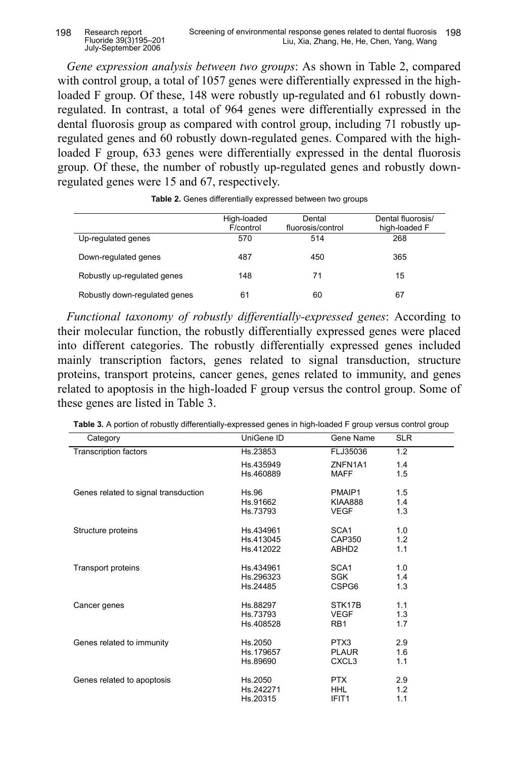*Gene expression analysis between two groups*: As shown in Table 2, compared with control group, a total of 1057 genes were differentially expressed in the high-loaded F group. Of these, 148 were robustly up-regulated and 61 robustly down-regulated. In contrast, a total of 964 genes were differentially expressed in the dental fluorosis group as compared with control group, including 71 robustly up-regulated genes and 60 robustly down-regulated genes. Compared with the high-loaded F group, 633 genes were differentially expressed in the dental fluorosis group. Of these, the number of robustly up-regulated genes and robustly down-regulated genes were 15 and 67, respectively.

**Table 2.** Genes differentially expressed between two groups

| | High-loaded F/control | Dental fluorosis/control | Dental fluorosis/ high-loaded F |
|---|---|---|---|
| Up-regulated genes | 570 | 514 | 268 |
| Down-regulated genes | 487 | 450 | 365 |
| Robustly up-regulated genes | 148 | 71 | 15 |
| Robustly down-regulated genes | 61 | 60 | 67 |

*Functional taxonomy of robustly differentially-expressed genes*: According to their molecular function, the robustly differentially expressed genes were placed into different categories. The robustly differentially expressed genes included mainly transcription factors, genes related to signal transduction, structure proteins, transport proteins, cancer genes, genes related to immunity, and genes related to apoptosis in the high-loaded F group versus the control group. Some of these genes are listed in Table 3.

**Table 3.** A portion of robustly differentially-expressed genes in high-loaded F group versus control group

| Category | UniGene ID | Gene Name | SLR |
|---|---|---|---|
| Transcription factors | Hs.23853 | FLJ35036 | 1.2 |
| | Hs.435949 | ZNFN1A1 | 1.4 |
| | Hs.460889 | MAFF | 1.5 |
| Genes related to signal transduction | Hs.96 | PMAIP1 | 1.5 |
| | Hs.91662 | KIAA888 | 1.4 |
| | Hs.73793 | VEGF | 1.3 |
| Structure proteins | Hs.434961 | SCA1 | 1.0 |
| | Hs.413045 | CAP350 | 1.2 |
| | Hs.412022 | ABHD2 | 1.1 |
| Transport proteins | Hs.434961 | SCA1 | 1.0 |
| | Hs.296323 | SGK | 1.4 |
| | Hs.24485 | CSPG6 | 1.3 |
| Cancer genes | Hs.88297 | STK17B | 1.1 |
| | Hs.73793 | VEGF | 1.3 |
| | Hs.408528 | RB1 | 1.7 |
| Genes related to immunity | Hs.2050 | PTX3 | 2.9 |
| | Hs.179657 | PLAUR | 1.6 |
| | Hs.89690 | CXCL3 | 1.1 |
| Genes related to apoptosis | Hs.2050 | PTX | 2.9 |
| | Hs.242271 | HHL | 1.2 |
| | Hs.20315 | IFIT1 | 1.1 |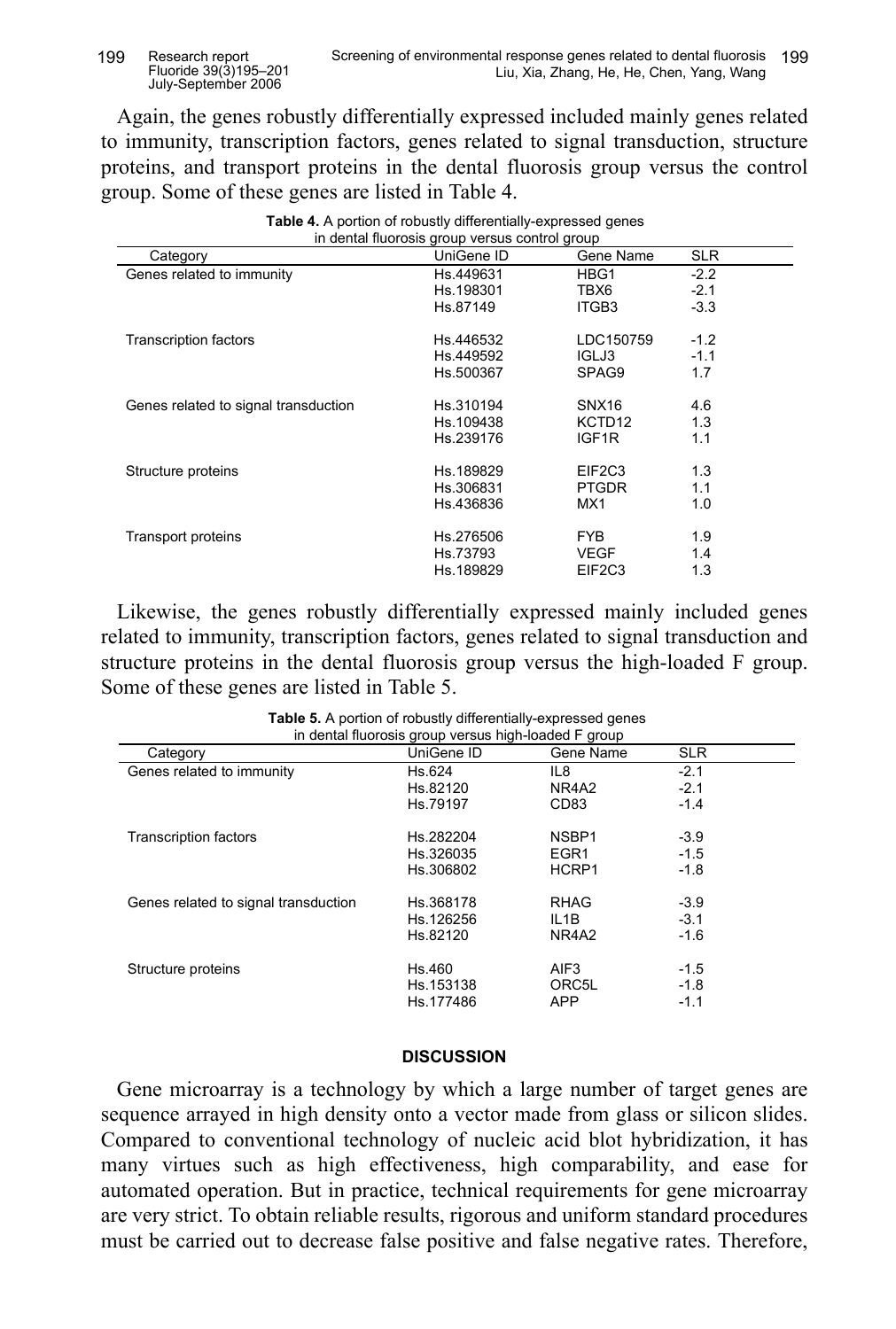Again, the genes robustly differentially expressed included mainly genes related to immunity, transcription factors, genes related to signal transduction, structure proteins, and transport proteins in the dental fluorosis group versus the control group. Some of these genes are listed in Table 4.

**Table 4.** A portion of robustly differentially-expressed genes in dental fluorosis group versus control group

| Category | UniGene ID | Gene Name | SLR |
|---|---|---|---|
| Genes related to immunity | Hs.449631 | HBG1 | -2.2 |
| | Hs.198301 | TBX6 | -2.1 |
| | Hs.87149 | ITGB3 | -3.3 |
| Transcription factors | Hs.446532 | LDC150759 | -1.2 |
| | Hs.449592 | IGLJ3 | -1.1 |
| | Hs.500367 | SPAG9 | 1.7 |
| Genes related to signal transduction | Hs.310194 | SNX16 | 4.6 |
| | Hs.109438 | KCTD12 | 1.3 |
| | Hs.239176 | IGF1R | 1.1 |
| Structure proteins | Hs.189829 | EIF2C3 | 1.3 |
| | Hs.306831 | PTGDR | 1.1 |
| | Hs.436836 | MX1 | 1.0 |
| Transport proteins | Hs.276506 | FYB | 1.9 |
| | Hs.73793 | VEGF | 1.4 |
| | Hs.189829 | EIF2C3 | 1.3 |

Likewise, the genes robustly differentially expressed mainly included genes related to immunity, transcription factors, genes related to signal transduction and structure proteins in the dental fluorosis group versus the high-loaded F group. Some of these genes are listed in Table 5.

**Table 5.** A portion of robustly differentially-expressed genes in dental fluorosis group versus high-loaded F group

| Category | UniGene ID | Gene Name | SLR |
|---|---|---|---|
| Genes related to immunity | Hs.624 | IL8 | -2.1 |
| | Hs.82120 | NR4A2 | -2.1 |
| | Hs.79197 | CD83 | -1.4 |
| Transcription factors | Hs.282204 | NSBP1 | -3.9 |
| | Hs.326035 | EGR1 | -1.5 |
| | Hs.306802 | HCRP1 | -1.8 |
| Genes related to signal transduction | Hs.368178 | RHAG | -3.9 |
| | Hs.126256 | IL1B | -3.1 |
| | Hs.82120 | NR4A2 | -1.6 |
| Structure proteins | Hs.460 | AIF3 | -1.5 |
| | Hs.153138 | ORC5L | -1.8 |
| | Hs.177486 | APP | -1.1 |

## DISCUSSION

Gene microarray is a technology by which a large number of target genes are sequence arrayed in high density onto a vector made from glass or silicon slides. Compared to conventional technology of nucleic acid blot hybridization, it has many virtues such as high effectiveness, high comparability, and ease for automated operation. But in practice, technical requirements for gene microarray are very strict. To obtain reliable results, rigorous and uniform standard procedures must be carried out to decrease false positive and false negative rates. Therefore,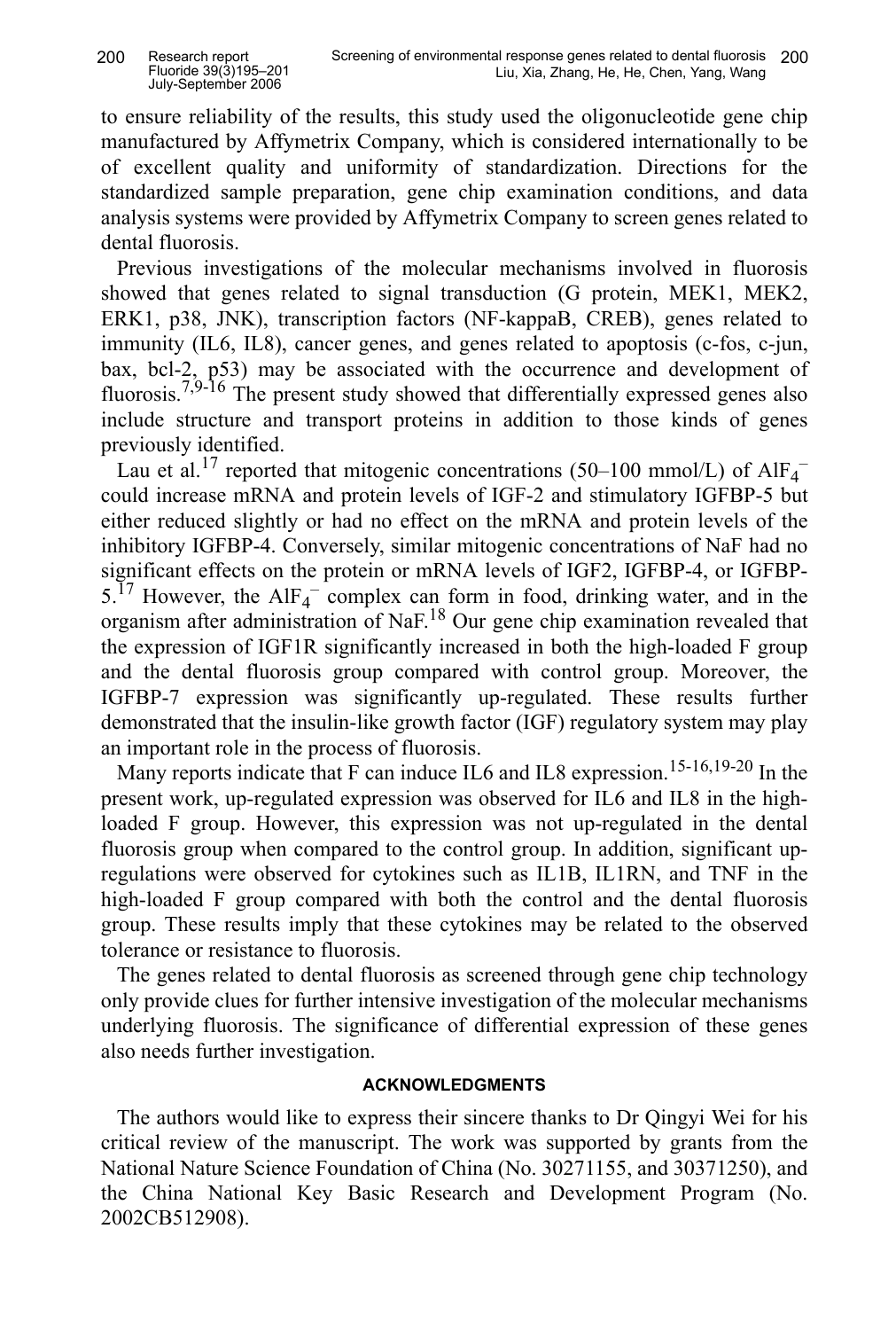to ensure reliability of the results, this study used the oligonucleotide gene chip manufactured by Affymetrix Company, which is considered internationally to be of excellent quality and uniformity of standardization. Directions for the standardized sample preparation, gene chip examination conditions, and data analysis systems were provided by Affymetrix Company to screen genes related to dental fluorosis.

Previous investigations of the molecular mechanisms involved in fluorosis showed that genes related to signal transduction (G protein, MEK1, MEK2, ERK1, p38, JNK), transcription factors (NF-kappaB, CREB), genes related to immunity (IL6, IL8), cancer genes, and genes related to apoptosis (c-fos, c-jun, bax, bcl-2, p53) may be associated with the occurrence and development of fluorosis.[7,9-16] The present study showed that differentially expressed genes also include structure and transport proteins in addition to those kinds of genes previously identified.

Lau et al.[17] reported that mitogenic concentrations (50–100 mmol/L) of $AlF_4^-$ could increase mRNA and protein levels of IGF-2 and stimulatory IGFBP-5 but either reduced slightly or had no effect on the mRNA and protein levels of the inhibitory IGFBP-4. Conversely, similar mitogenic concentrations of NaF had no significant effects on the protein or mRNA levels of IGF2, IGFBP-4, or IGFBP-5.[17] However, the $AlF_4^-$ complex can form in food, drinking water, and in the organism after administration of NaF.[18] Our gene chip examination revealed that the expression of IGF1R significantly increased in both the high-loaded F group and the dental fluorosis group compared with control group. Moreover, the IGFBP-7 expression was significantly up-regulated. These results further demonstrated that the insulin-like growth factor (IGF) regulatory system may play an important role in the process of fluorosis.

Many reports indicate that F can induce IL6 and IL8 expression.[15-16,19-20] In the present work, up-regulated expression was observed for IL6 and IL8 in the high-loaded F group. However, this expression was not up-regulated in the dental fluorosis group when compared to the control group. In addition, significant up-regulations were observed for cytokines such as IL1B, IL1RN, and TNF in the high-loaded F group compared with both the control and the dental fluorosis group. These results imply that these cytokines may be related to the observed tolerance or resistance to fluorosis.

The genes related to dental fluorosis as screened through gene chip technology only provide clues for further intensive investigation of the molecular mechanisms underlying fluorosis. The significance of differential expression of these genes also needs further investigation.

## ACKNOWLEDGMENTS

The authors would like to express their sincere thanks to Dr Qingyi Wei for his critical review of the manuscript. The work was supported by grants from the National Nature Science Foundation of China (No. 30271155, and 30371250), and the China National Key Basic Research and Development Program (No. 2002CB512908).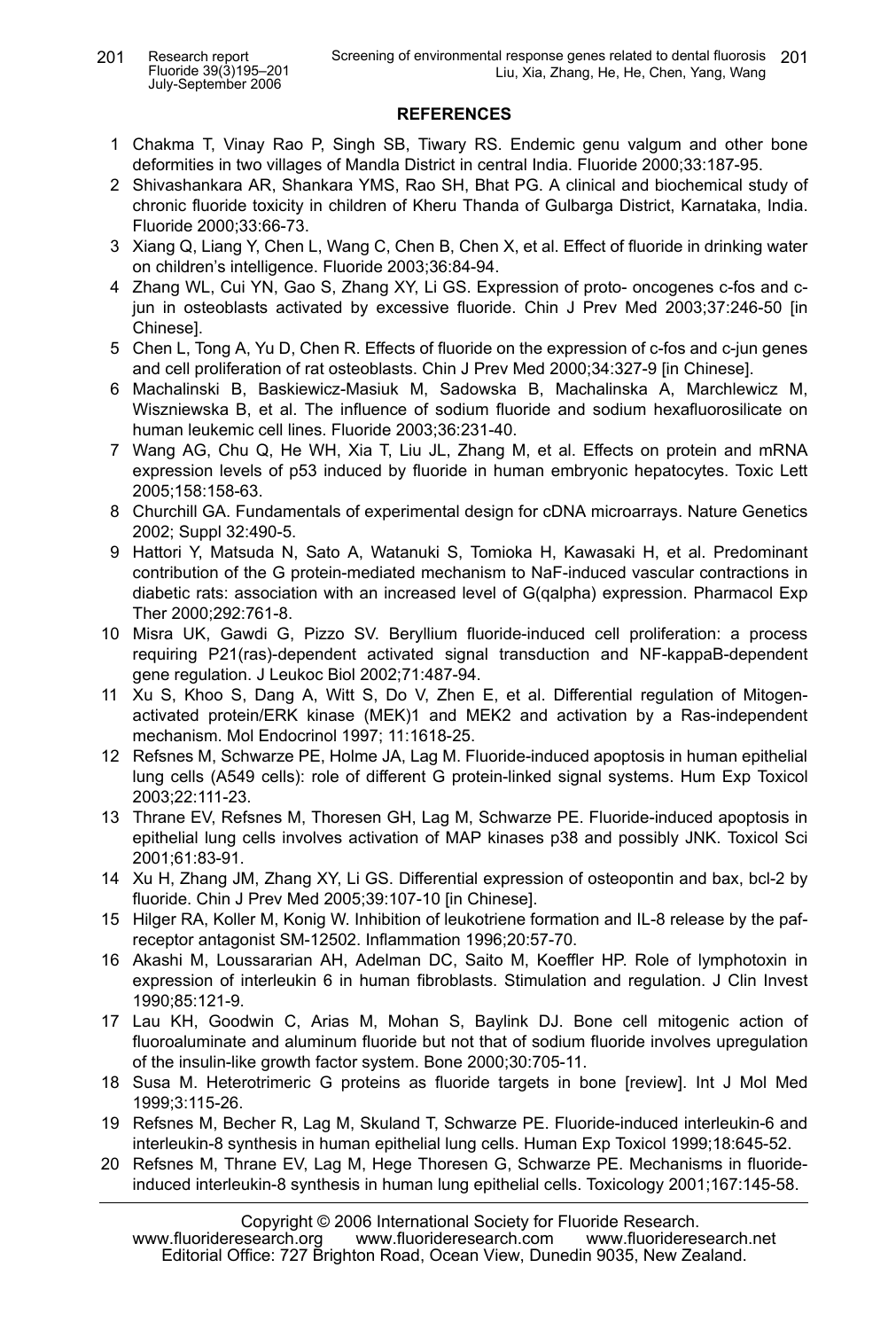## REFERENCES

1 Chakma T, Vinay Rao P, Singh SB, Tiwary RS. Endemic genu valgum and other bone deformities in two villages of Mandla District in central India. Fluoride 2000;33:187-95.

2 Shivashankara AR, Shankara YMS, Rao SH, Bhat PG. A clinical and biochemical study of chronic fluoride toxicity in children of Kheru Thanda of Gulbarga District, Karnataka, India. Fluoride 2000;33:66-73.

3 Xiang Q, Liang Y, Chen L, Wang C, Chen B, Chen X, et al. Effect of fluoride in drinking water on children's intelligence. Fluoride 2003;36:84-94.

4 Zhang WL, Cui YN, Gao S, Zhang XY, Li GS. Expression of proto- oncogenes c-fos and c-jun in osteoblasts activated by excessive fluoride. Chin J Prev Med 2003;37:246-50 [in Chinese].

5 Chen L, Tong A, Yu D, Chen R. Effects of fluoride on the expression of c-fos and c-jun genes and cell proliferation of rat osteoblasts. Chin J Prev Med 2000;34:327-9 [in Chinese].

6 Machalinski B, Baskiewicz-Masiuk M, Sadowska B, Machalinska A, Marchlewicz M, Wiszniewska B, et al. The influence of sodium fluoride and sodium hexafluorosilicate on human leukemic cell lines. Fluoride 2003;36:231-40.

7 Wang AG, Chu Q, He WH, Xia T, Liu JL, Zhang M, et al. Effects on protein and mRNA expression levels of p53 induced by fluoride in human embryonic hepatocytes. Toxic Lett 2005;158:158-63.

8 Churchill GA. Fundamentals of experimental design for cDNA microarrays. Nature Genetics 2002; Suppl 32:490-5.

9 Hattori Y, Matsuda N, Sato A, Watanuki S, Tomioka H, Kawasaki H, et al. Predominant contribution of the G protein-mediated mechanism to NaF-induced vascular contractions in diabetic rats: association with an increased level of G(qalpha) expression. Pharmacol Exp Ther 2000;292:761-8.

10 Misra UK, Gawdi G, Pizzo SV. Beryllium fluoride-induced cell proliferation: a process requiring P21(ras)-dependent activated signal transduction and NF-kappaB-dependent gene regulation. J Leukoc Biol 2002;71:487-94.

11 Xu S, Khoo S, Dang A, Witt S, Do V, Zhen E, et al. Differential regulation of Mitogen-activated protein/ERK kinase (MEK)1 and MEK2 and activation by a Ras-independent mechanism. Mol Endocrinol 1997; 11:1618-25.

12 Refsnes M, Schwarze PE, Holme JA, Lag M. Fluoride-induced apoptosis in human epithelial lung cells (A549 cells): role of different G protein-linked signal systems. Hum Exp Toxicol 2003;22:111-23.

13 Thrane EV, Refsnes M, Thoresen GH, Lag M, Schwarze PE. Fluoride-induced apoptosis in epithelial lung cells involves activation of MAP kinases p38 and possibly JNK. Toxicol Sci 2001;61:83-91.

14 Xu H, Zhang JM, Zhang XY, Li GS. Differential expression of osteopontin and bax, bcl-2 by fluoride. Chin J Prev Med 2005;39:107-10 [in Chinese].

15 Hilger RA, Koller M, Konig W. Inhibition of leukotriene formation and IL-8 release by the paf-receptor antagonist SM-12502. Inflammation 1996;20:57-70.

16 Akashi M, Loussararian AH, Adelman DC, Saito M, Koeffler HP. Role of lymphotoxin in expression of interleukin 6 in human fibroblasts. Stimulation and regulation. J Clin Invest 1990;85:121-9.

17 Lau KH, Goodwin C, Arias M, Mohan S, Baylink DJ. Bone cell mitogenic action of fluoroaluminate and aluminum fluoride but not that of sodium fluoride involves upregulation of the insulin-like growth factor system. Bone 2000;30:705-11.

18 Susa M. Heterotrimeric G proteins as fluoride targets in bone [review]. Int J Mol Med 1999;3:115-26.

19 Refsnes M, Becher R, Lag M, Skuland T, Schwarze PE. Fluoride-induced interleukin-6 and interleukin-8 synthesis in human epithelial lung cells. Human Exp Toxicol 1999;18:645-52.

20 Refsnes M, Thrane EV, Lag M, Hege Thoresen G, Schwarze PE. Mechanisms in fluoride-induced interleukin-8 synthesis in human lung epithelial cells. Toxicology 2001;167:145-58.